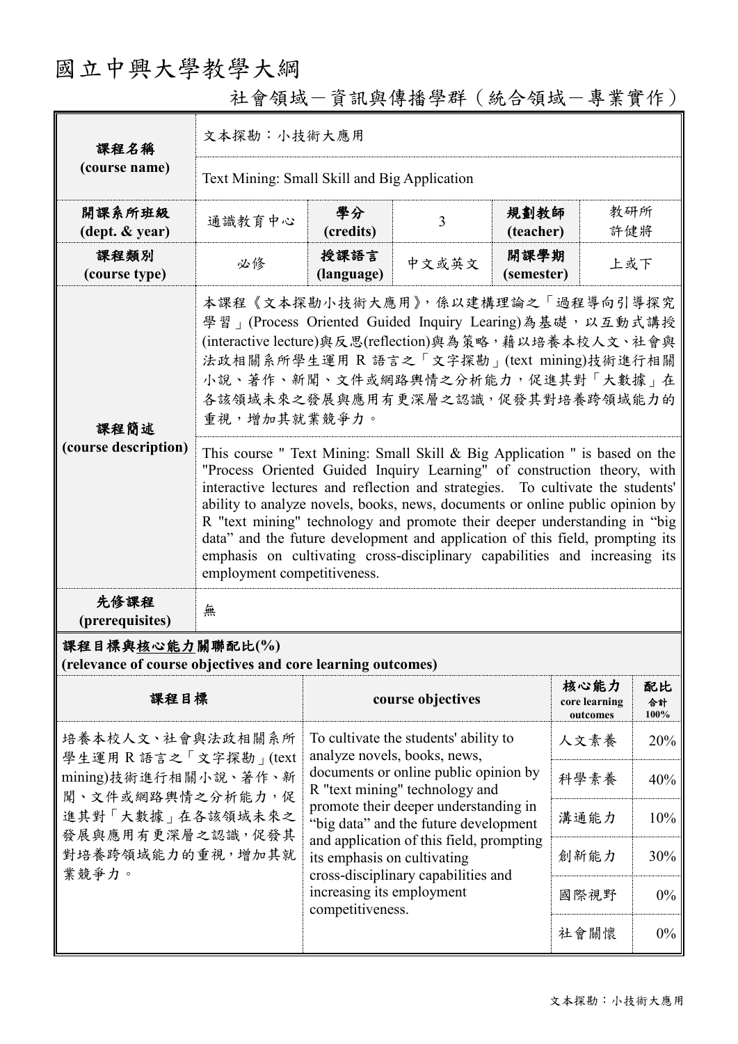# 國立中興大學教學大綱

## 社會領域－資訊與傳播學群（統合領域－專業實作）

| 課程名稱 (course name) | 文本探勘：小技術大應用 | | | | |
|---|---|---|---|---|---|
| | Text Mining: Small Skill and Big Application | | | | |
| 開課系所班級 (dept. & year) | 通識教育中心 | 學分 (credits) | 3 | 規劃教師 (teacher) | 教研所 許健將 |
| 課程類別 (course type) | 必修 | 授課語言 (language) | 中文或英文 | 開課學期 (semester) | 上或下 |
| 課程簡述 (course description) | 本課程《文本探勘小技術大應用》，係以建構理論之「過程導向引導探究學習」(Process Oriented Guided Inquiry Learing)為基礎，以互動式講授(interactive lecture)與反思(reflection)與為策略，藉以培養本校人文、社會與法政相關系所學生運用 R 語言之「文字探勘」(text mining)技術進行相關小說、著作、新聞、文件或網路輿情之分析能力，促進其對「大數據」在各該領域未來之發展與應用有更深層之認識，促發其對培養跨領域能力的重視，增加其就業競爭力。 | | | | |
| | This course " Text Mining: Small Skill & Big Application " is based on the "Process Oriented Guided Inquiry Learning" of construction theory, with interactive lectures and reflection and strategies. To cultivate the students' ability to analyze novels, books, news, documents or online public opinion by R "text mining" technology and promote their deeper understanding in "big data" and the future development and application of this field, prompting its emphasis on cultivating cross-disciplinary capabilities and increasing its employment competitiveness. | | | | |
| 先修課程 (prerequisites) | 無 | | | | |

**課程目標與核心能力關聯配比(%)**
**(relevance of course objectives and core learning outcomes)**

| 課程目標 | course objectives | 核心能力 core learning outcomes | 配比 合計 100% |
|---|---|---|---|
| 培養本校人文、社會與法政相關系所學生運用 R 語言之「文字探勘」(text mining)技術進行相關小說、著作、新聞、文件或網路輿情之分析能力，促進其對「大數據」在各該領域未來之發展與應用有更深層之認識，促發其對培養跨領域能力的重視，增加其就業競爭力。 | To cultivate the students' ability to analyze novels, books, news, documents or online public opinion by R "text mining" technology and promote their deeper understanding in "big data" and the future development and application of this field, prompting its emphasis on cultivating cross-disciplinary capabilities and increasing its employment competitiveness. | 人文素養 | 20% |
| | | 科學素養 | 40% |
| | | 溝通能力 | 10% |
| | | 創新能力 | 30% |
| | | 國際視野 | 0% |
| | | 社會關懷 | 0% |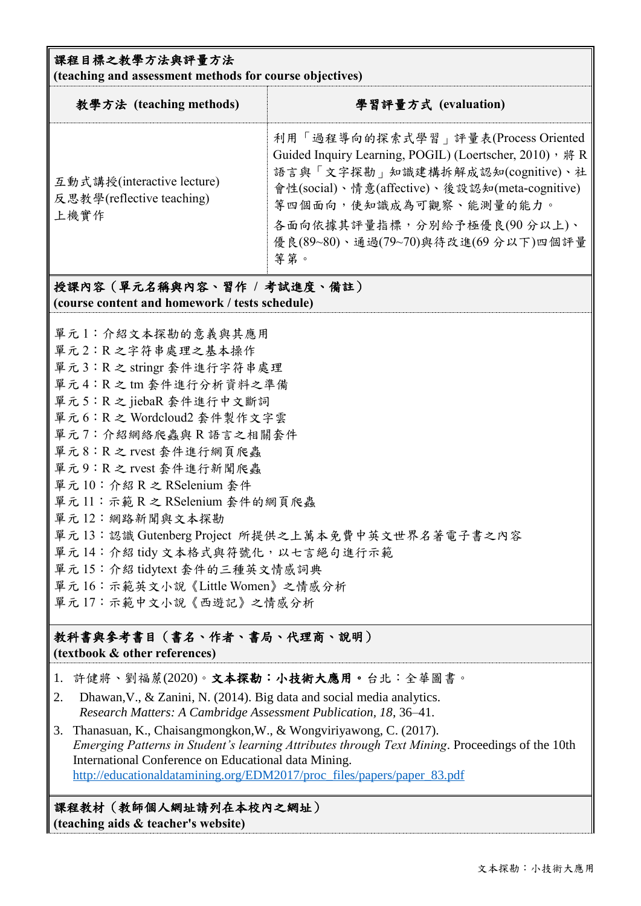## 課程目標之教學方法與評量方法
**(teaching and assessment methods for course objectives)**

| 教學方法 (teaching methods) | 學習評量方式 (evaluation) |
| --- | --- |
| 互動式講授(interactive lecture)<br>反思教學(reflective teaching)<br>上機實作 | 利用「過程導向的探索式學習」評量表(Process Oriented Guided Inquiry Learning, POGIL) (Loertscher, 2010)，將 R 語言與「文字探勘」知識建構拆解成認知(cognitive)、社會性(social)、情意(affective)、後設認知(meta-cognitive)等四個面向，使知識成為可觀察、能測量的能力。<br>各面向依據其評量指標，分別給予極優良(90 分以上)、優良(89~80)、通過(79~70)與待改進(69 分以下)四個評量等第。 |

## 授課內容（單元名稱與內容、習作 / 考試進度、備註）
**(course content and homework / tests schedule)**

單元 1：介紹文本探勘的意義與其應用
單元 2：R 之字符串處理之基本操作
單元 3：R 之 stringr 套件進行字符串處理
單元 4：R 之 tm 套件進行分析資料之準備
單元 5：R 之 jiebaR 套件進行中文斷詞
單元 6：R 之 Wordcloud2 套件製作文字雲
單元 7：介紹網絡爬蟲與 R 語言之相關套件
單元 8：R 之 rvest 套件進行網頁爬蟲
單元 9：R 之 rvest 套件進行新聞爬蟲
單元 10：介紹 R 之 RSelenium 套件
單元 11：示範 R 之 RSelenium 套件的網頁爬蟲
單元 12：網路新聞與文本探勘
單元 13：認識 Gutenberg Project 所提供之上萬本免費中英文世界名著電子書之內容
單元 14：介紹 tidy 文本格式與符號化，以七言絕句進行示範
單元 15：介紹 tidytext 套件的三種英文情感詞典
單元 16：示範英文小說《Little Women》之情感分析
單元 17：示範中文小說《西遊記》之情感分析

## 教科書與參考書目（書名、作者、書局、代理商、說明）
**(textbook & other references)**

1. 許健將、劉福蓢(2020)。**文本探勘：小技術大應用**。台北：全華圖書。
2. Dhawan,V., & Zanini, N. (2014). Big data and social media analytics. *Research Matters: A Cambridge Assessment Publication*, *18*, 36–41.
3. Thanasuan, K., Chaisangmongkon,W., & Wongviriyawong, C. (2017). *Emerging Patterns in Student's learning Attributes through Text Mining*. Proceedings of the 10th International Conference on Educational data Mining. http://educationaldatamining.org/EDM2017/proc_files/papers/paper_83.pdf

## 課程教材（教師個人網址請列在本校內之網址）
**(teaching aids & teacher's website)**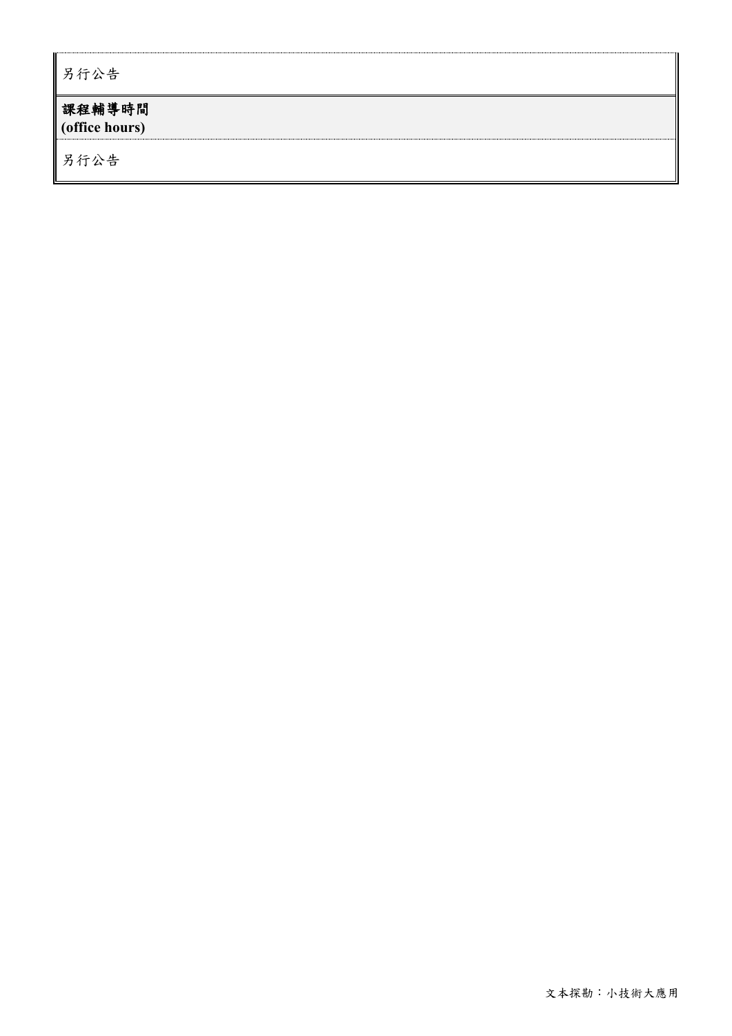另行公告

**課程輔導時間**
**(office hours)**

另行公告